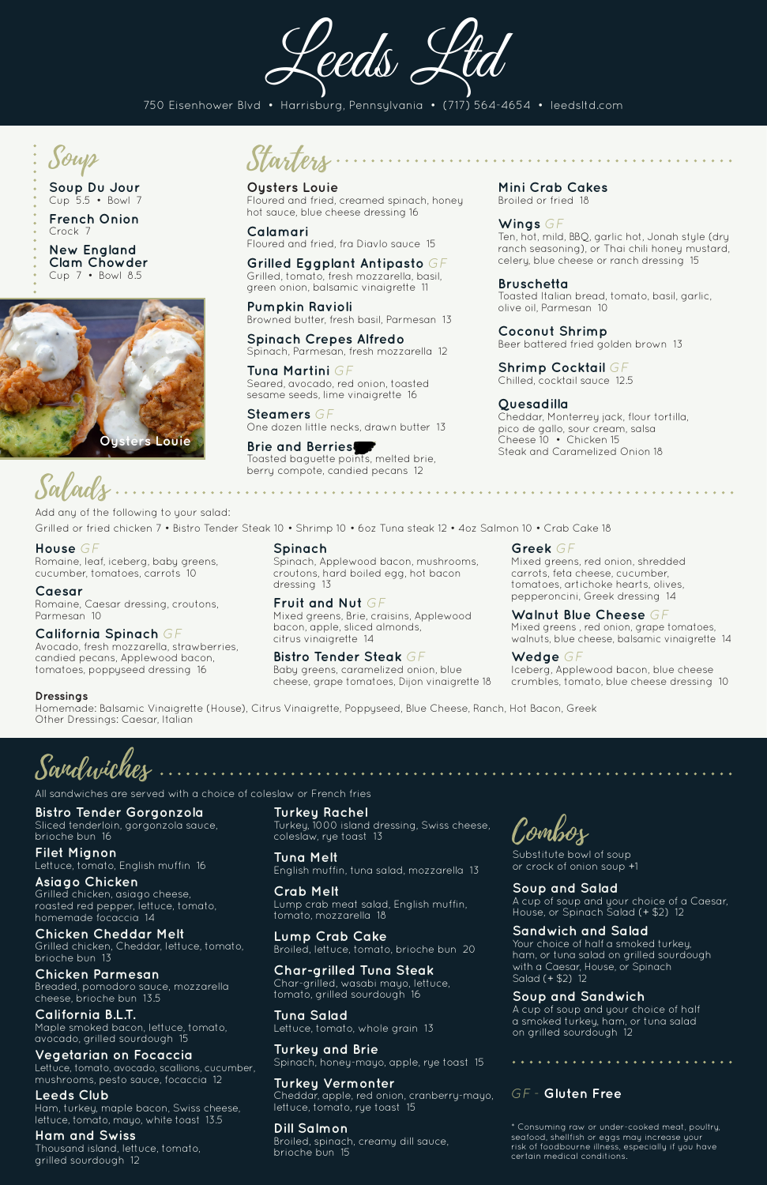# Leeds Ltd

750 Eisenhower Blvd • Harrisburg, Pennsylvania • (717) 564-4654 • leedsltd.com

## Soup

**Soup Du Jour**
Cup 5.5 • Bowl 7

**French Onion**
Crock 7

**New England Clam Chowder**
Cup 7 • Bowl 8.5

Oysters Louie

## Starters

**Oysters Louie**
Floured and fried, creamed spinach, honey hot sauce, blue cheese dressing 16

**Calamari**
Floured and fried, fra Diavlo sauce 15

**Grilled Eggplant Antipasto** GF
Grilled, tomato, fresh mozzarella, basil, green onion, balsamic vinaigrette 11

**Pumpkin Ravioli**
Browned butter, fresh basil, Parmesan 13

**Spinach Crepes Alfredo**
Spinach, Parmesan, fresh mozzarella 12

**Tuna Martini** GF
Seared, avocado, red onion, toasted sesame seeds, lime vinaigrette 16

**Steamers** GF
One dozen little necks, drawn butter 13

**Brie and Berries**
Toasted baguette points, melted brie, berry compote, candied pecans 12

**Mini Crab Cakes**
Broiled or fried 18

**Wings** GF
Ten, hot, mild, BBQ, garlic hot, Jonah style (dry ranch seasoning), or Thai chili honey mustard, celery, blue cheese or ranch dressing 15

**Bruschetta**
Toasted Italian bread, tomato, basil, garlic, olive oil, Parmesan 10

**Coconut Shrimp**
Beer battered fried golden brown 13

**Shrimp Cocktail** GF
Chilled, cocktail sauce 12.5

**Quesadilla**
Cheddar, Monterrey jack, flour tortilla, pico de gallo, sour cream, salsa
Cheese 10 • Chicken 15
Steak and Caramelized Onion 18

## Salads

Add any of the following to your salad:
Grilled or fried chicken 7 • Bistro Tender Steak 10 • Shrimp 10 • 6oz Tuna steak 12 • 4oz Salmon 10 • Crab Cake 18

**House** GF
Romaine, leaf, iceberg, baby greens, cucumber, tomatoes, carrots 10

**Caesar**
Romaine, Caesar dressing, croutons, Parmesan 10

**California Spinach** GF
Avocado, fresh mozzarella, strawberries, candied pecans, Applewood bacon, tomatoes, poppyseed dressing 16

**Spinach**
Spinach, Applewood bacon, mushrooms, croutons, hard boiled egg, hot bacon dressing 13

**Fruit and Nut** GF
Mixed greens, Brie, craisins, Applewood bacon, apple, sliced almonds, citrus vinaigrette 14

**Bistro Tender Steak** GF
Baby greens, caramelized onion, blue cheese, grape tomatoes, Dijon vinaigrette 18

**Greek** GF
Mixed greens, red onion, shredded carrots, feta cheese, cucumber, tomatoes, artichoke hearts, olives, pepperoncini, Greek dressing 14

**Walnut Blue Cheese** GF
Mixed greens , red onion, grape tomatoes, walnuts, blue cheese, balsamic vinaigrette 14

**Wedge** GF
Iceberg, Applewood bacon, blue cheese crumbles, tomato, blue cheese dressing 10

**Dressings**
Homemade: Balsamic Vinaigrette (House), Citrus Vinaigrette, Poppyseed, Blue Cheese, Ranch, Hot Bacon, Greek
Other Dressings: Caesar, Italian

## Sandwiches

All sandwiches are served with a choice of coleslaw or French fries

**Bistro Tender Gorgonzola**
Sliced tenderloin, gorgonzola sauce, brioche bun 16

**Filet Mignon**
Lettuce, tomato, English muffin 16

**Asiago Chicken**
Grilled chicken, asiago cheese, roasted red pepper, lettuce, tomato, homemade focaccia 14

**Chicken Cheddar Melt**
Grilled chicken, Cheddar, lettuce, tomato, brioche bun 13

**Chicken Parmesan**
Breaded, pomodoro sauce, mozzarella cheese, brioche bun 13.5

**California B.L.T.**
Maple smoked bacon, lettuce, tomato, avocado, grilled sourdough 15

**Vegetarian on Focaccia**
Lettuce, tomato, avocado, scallions, cucumber, mushrooms, pesto sauce, focaccia 12

**Leeds Club**
Ham, turkey, maple bacon, Swiss cheese, lettuce, tomato, mayo, white toast 13.5

**Ham and Swiss**
Thousand island, lettuce, tomato, grilled sourdough 12

**Turkey Rachel**
Turkey, 1000 island dressing, Swiss cheese, coleslaw, rye toast 13

**Tuna Melt**
English muffin, tuna salad, mozzarella 13

**Crab Melt**
Lump crab meat salad, English muffin, tomato, mozzarella 18

**Lump Crab Cake**
Broiled, lettuce, tomato, brioche bun 20

**Char-grilled Tuna Steak**
Char-grilled, wasabi mayo, lettuce, tomato, grilled sourdough 16

**Tuna Salad**
Lettuce, tomato, whole grain 13

**Turkey and Brie**
Spinach, honey-mayo, apple, rye toast 15

**Turkey Vermonter**
Cheddar, apple, red onion, cranberry-mayo, lettuce, tomato, rye toast 15

**Dill Salmon**
Broiled, spinach, creamy dill sauce, brioche bun 15

## Combos

Substitute bowl of soup or crock of onion soup +1

**Soup and Salad**
A cup of soup and your choice of a Caesar, House, or Spinach Salad (+ $2) 12

**Sandwich and Salad**
Your choice of half a smoked turkey, ham, or tuna salad on grilled sourdough with a Caesar, House, or Spinach Salad (+ $2) 12

**Soup and Sandwich**
A cup of soup and your choice of half a smoked turkey, ham, or tuna salad on grilled sourdough 12

GF - **Gluten Free**

* Consuming raw or under-cooked meat, poultry, seafood, shellfish or eggs may increase your risk of foodbourne illness, especially if you have certain medical conditions.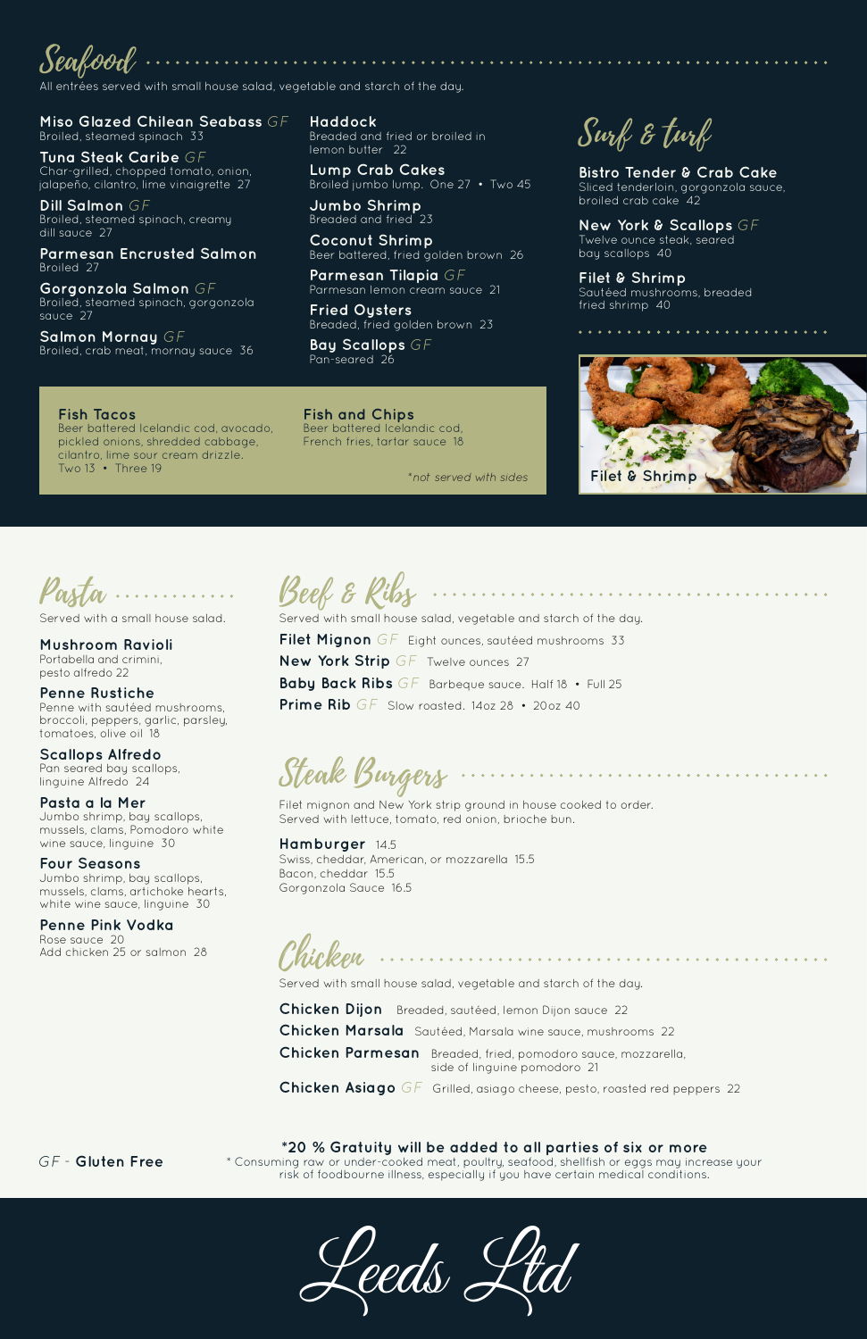## Seafood

All entrées served with small house salad, vegetable and starch of the day.

**Miso Glazed Chilean Seabass** *GF*
Broiled, steamed spinach 33

**Tuna Steak Caribe** *GF*
Char-grilled, chopped tomato, onion, jalapeño, cilantro, lime vinaigrette 27

**Dill Salmon** *GF*
Broiled, steamed spinach, creamy dill sauce 27

**Parmesan Encrusted Salmon**
Broiled 27

**Gorgonzola Salmon** *GF*
Broiled, steamed spinach, gorgonzola sauce 27

**Salmon Mornay** *GF*
Broiled, crab meat, mornay sauce 36

**Haddock**
Breaded and fried or broiled in lemon butter 22

**Lump Crab Cakes**
Broiled jumbo lump. One 27 • Two 45

**Jumbo Shrimp**
Breaded and fried 23

**Coconut Shrimp**
Beer battered, fried golden brown 26

**Parmesan Tilapia** *GF*
Parmesan lemon cream sauce 21

**Fried Oysters**
Breaded, fried golden brown 23

**Bay Scallops** *GF*
Pan-seared 26

**Fish Tacos**
Beer battered Icelandic cod, avocado, pickled onions, shredded cabbage, cilantro, lime sour cream drizzle.
Two 13 • Three 19

**Fish and Chips**
Beer battered Icelandic cod, French fries, tartar sauce 18

*not served with sides

## Surf & turf

**Bistro Tender & Crab Cake**
Sliced tenderloin, gorgonzola sauce, broiled crab cake 42

**New York & Scallops** *GF*
Twelve ounce steak, seared bay scallops 40

**Filet & Shrimp**
Sautéed mushrooms, breaded fried shrimp 40

Filet & Shrimp

## Pasta

Served with a small house salad.

**Mushroom Ravioli**
Portabella and crimini, pesto alfredo 22

**Penne Rustiche**
Penne with sautéed mushrooms, broccoli, peppers, garlic, parsley, tomatoes, olive oil 18

**Scallops Alfredo**
Pan seared bay scallops, linguine Alfredo 24

**Pasta a la Mer**
Jumbo shrimp, bay scallops, mussels, clams, Pomodoro white wine sauce, linguine 30

**Four Seasons**
Jumbo shrimp, bay scallops, mussels, clams, artichoke hearts, white wine sauce, linguine 30

**Penne Pink Vodka**
Rose sauce 20
Add chicken 25 or salmon 28

## Beef & Ribs

Served with small house salad, vegetable and starch of the day.

**Filet Mignon** *GF* Eight ounces, sautéed mushrooms 33

**New York Strip** *GF* Twelve ounces 27

**Baby Back Ribs** *GF* Barbeque sauce. Half 18 • Full 25

**Prime Rib** *GF* Slow roasted. 14oz 28 • 20oz 40

## Steak Burgers

Filet mignon and New York strip ground in house cooked to order. Served with lettuce, tomato, red onion, brioche bun.

**Hamburger** 14.5
Swiss, cheddar, American, or mozzarella 15.5
Bacon, cheddar 15.5
Gorgonzola Sauce 16.5

## Chicken

Served with small house salad, vegetable and starch of the day.

**Chicken Dijon** Breaded, sautéed, lemon Dijon sauce 22

**Chicken Marsala** Sautéed, Marsala wine sauce, mushrooms 22

**Chicken Parmesan** Breaded, fried, pomodoro sauce, mozzarella, side of linguine pomodoro 21

**Chicken Asiago** *GF* Grilled, asiago cheese, pesto, roasted red peppers 22

*GF* - **Gluten Free**

***20 % Gratuity will be added to all parties of six or more**

* Consuming raw or under-cooked meat, poultry, seafood, shellfish or eggs may increase your risk of foodbourne illness, especially if you have certain medical conditions.

Leeds Ltd